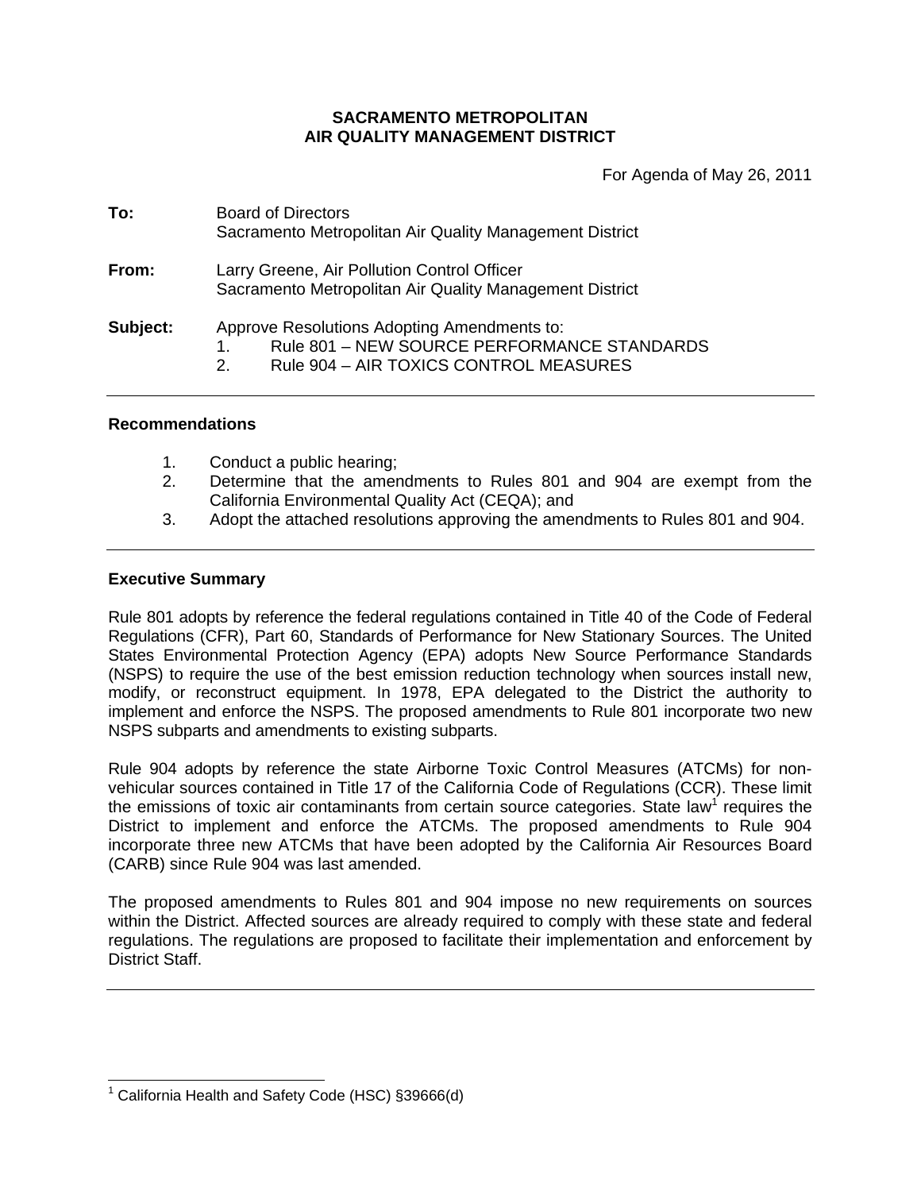**SACRAMENTO METROPOLITAN**
**AIR QUALITY MANAGEMENT DISTRICT**

For Agenda of May 26, 2011

**To:** Board of Directors
Sacramento Metropolitan Air Quality Management District

**From:** Larry Greene, Air Pollution Control Officer
Sacramento Metropolitan Air Quality Management District

**Subject:** Approve Resolutions Adopting Amendments to:
1. Rule 801 – NEW SOURCE PERFORMANCE STANDARDS
2. Rule 904 – AIR TOXICS CONTROL MEASURES

---

## Recommendations

1. Conduct a public hearing;
2. Determine that the amendments to Rules 801 and 904 are exempt from the California Environmental Quality Act (CEQA); and
3. Adopt the attached resolutions approving the amendments to Rules 801 and 904.

---

## Executive Summary

Rule 801 adopts by reference the federal regulations contained in Title 40 of the Code of Federal Regulations (CFR), Part 60, Standards of Performance for New Stationary Sources. The United States Environmental Protection Agency (EPA) adopts New Source Performance Standards (NSPS) to require the use of the best emission reduction technology when sources install new, modify, or reconstruct equipment. In 1978, EPA delegated to the District the authority to implement and enforce the NSPS. The proposed amendments to Rule 801 incorporate two new NSPS subparts and amendments to existing subparts.

Rule 904 adopts by reference the state Airborne Toxic Control Measures (ATCMs) for non-vehicular sources contained in Title 17 of the California Code of Regulations (CCR). These limit the emissions of toxic air contaminants from certain source categories. State law[1] requires the District to implement and enforce the ATCMs. The proposed amendments to Rule 904 incorporate three new ATCMs that have been adopted by the California Air Resources Board (CARB) since Rule 904 was last amended.

The proposed amendments to Rules 801 and 904 impose no new requirements on sources within the District. Affected sources are already required to comply with these state and federal regulations. The regulations are proposed to facilitate their implementation and enforcement by District Staff.

---

[1] California Health and Safety Code (HSC) §39666(d)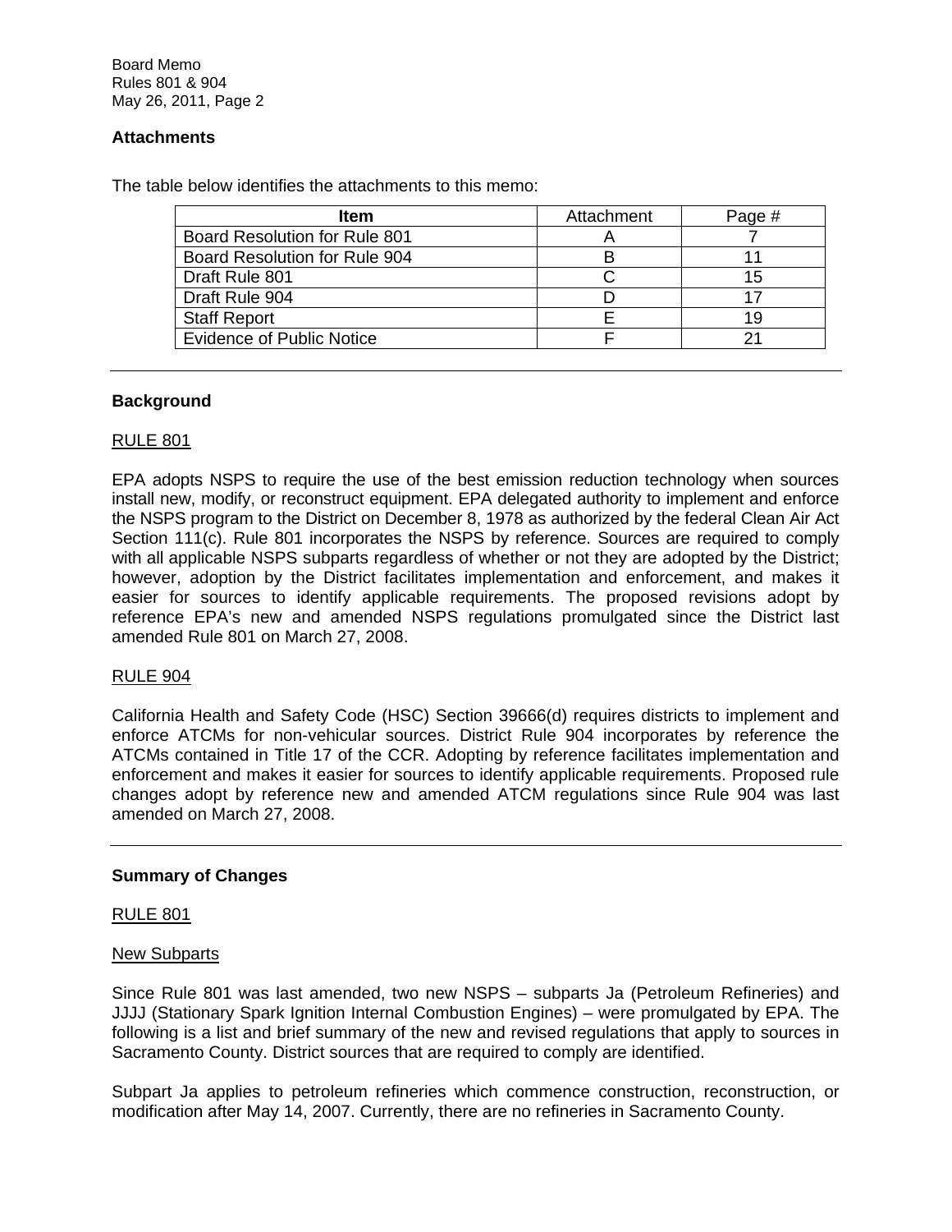## Attachments

The table below identifies the attachments to this memo:

| Item | Attachment | Page # |
|---|---|---|
| Board Resolution for Rule 801 | A | 7 |
| Board Resolution for Rule 904 | B | 11 |
| Draft Rule 801 | C | 15 |
| Draft Rule 904 | D | 17 |
| Staff Report | E | 19 |
| Evidence of Public Notice | F | 21 |

---

## Background

RULE 801

EPA adopts NSPS to require the use of the best emission reduction technology when sources install new, modify, or reconstruct equipment. EPA delegated authority to implement and enforce the NSPS program to the District on December 8, 1978 as authorized by the federal Clean Air Act Section 111(c). Rule 801 incorporates the NSPS by reference. Sources are required to comply with all applicable NSPS subparts regardless of whether or not they are adopted by the District; however, adoption by the District facilitates implementation and enforcement, and makes it easier for sources to identify applicable requirements. The proposed revisions adopt by reference EPA's new and amended NSPS regulations promulgated since the District last amended Rule 801 on March 27, 2008.

RULE 904

California Health and Safety Code (HSC) Section 39666(d) requires districts to implement and enforce ATCMs for non-vehicular sources. District Rule 904 incorporates by reference the ATCMs contained in Title 17 of the CCR. Adopting by reference facilitates implementation and enforcement and makes it easier for sources to identify applicable requirements. Proposed rule changes adopt by reference new and amended ATCM regulations since Rule 904 was last amended on March 27, 2008.

---

## Summary of Changes

RULE 801

New Subparts

Since Rule 801 was last amended, two new NSPS – subparts Ja (Petroleum Refineries) and JJJJ (Stationary Spark Ignition Internal Combustion Engines) – were promulgated by EPA. The following is a list and brief summary of the new and revised regulations that apply to sources in Sacramento County. District sources that are required to comply are identified.

Subpart Ja applies to petroleum refineries which commence construction, reconstruction, or modification after May 14, 2007. Currently, there are no refineries in Sacramento County.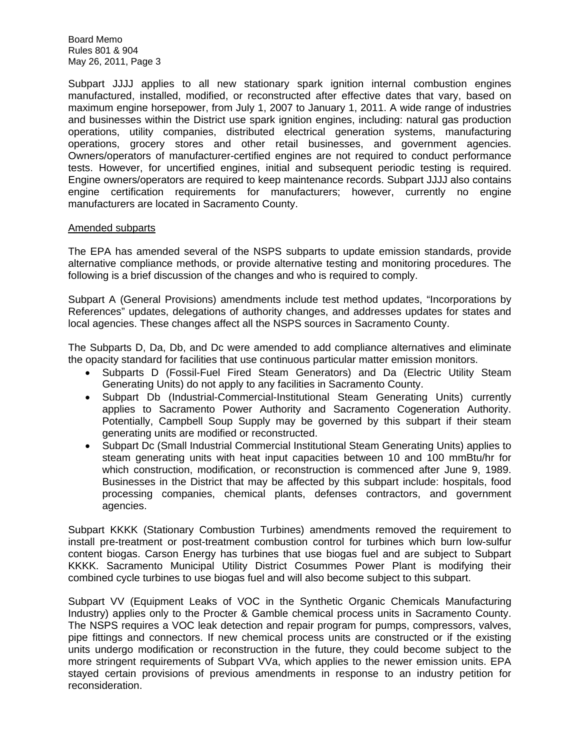Subpart JJJJ applies to all new stationary spark ignition internal combustion engines manufactured, installed, modified, or reconstructed after effective dates that vary, based on maximum engine horsepower, from July 1, 2007 to January 1, 2011. A wide range of industries and businesses within the District use spark ignition engines, including: natural gas production operations, utility companies, distributed electrical generation systems, manufacturing operations, grocery stores and other retail businesses, and government agencies. Owners/operators of manufacturer-certified engines are not required to conduct performance tests. However, for uncertified engines, initial and subsequent periodic testing is required. Engine owners/operators are required to keep maintenance records. Subpart JJJJ also contains engine certification requirements for manufacturers; however, currently no engine manufacturers are located in Sacramento County.

Amended subparts

The EPA has amended several of the NSPS subparts to update emission standards, provide alternative compliance methods, or provide alternative testing and monitoring procedures. The following is a brief discussion of the changes and who is required to comply.

Subpart A (General Provisions) amendments include test method updates, "Incorporations by References" updates, delegations of authority changes, and addresses updates for states and local agencies. These changes affect all the NSPS sources in Sacramento County.

The Subparts D, Da, Db, and Dc were amended to add compliance alternatives and eliminate the opacity standard for facilities that use continuous particular matter emission monitors.

- Subparts D (Fossil-Fuel Fired Steam Generators) and Da (Electric Utility Steam Generating Units) do not apply to any facilities in Sacramento County.
- Subpart Db (Industrial-Commercial-Institutional Steam Generating Units) currently applies to Sacramento Power Authority and Sacramento Cogeneration Authority. Potentially, Campbell Soup Supply may be governed by this subpart if their steam generating units are modified or reconstructed.
- Subpart Dc (Small Industrial Commercial Institutional Steam Generating Units) applies to steam generating units with heat input capacities between 10 and 100 mmBtu/hr for which construction, modification, or reconstruction is commenced after June 9, 1989. Businesses in the District that may be affected by this subpart include: hospitals, food processing companies, chemical plants, defenses contractors, and government agencies.

Subpart KKKK (Stationary Combustion Turbines) amendments removed the requirement to install pre-treatment or post-treatment combustion control for turbines which burn low-sulfur content biogas. Carson Energy has turbines that use biogas fuel and are subject to Subpart KKKK. Sacramento Municipal Utility District Cosummes Power Plant is modifying their combined cycle turbines to use biogas fuel and will also become subject to this subpart.

Subpart VV (Equipment Leaks of VOC in the Synthetic Organic Chemicals Manufacturing Industry) applies only to the Procter & Gamble chemical process units in Sacramento County. The NSPS requires a VOC leak detection and repair program for pumps, compressors, valves, pipe fittings and connectors. If new chemical process units are constructed or if the existing units undergo modification or reconstruction in the future, they could become subject to the more stringent requirements of Subpart VVa, which applies to the newer emission units. EPA stayed certain provisions of previous amendments in response to an industry petition for reconsideration.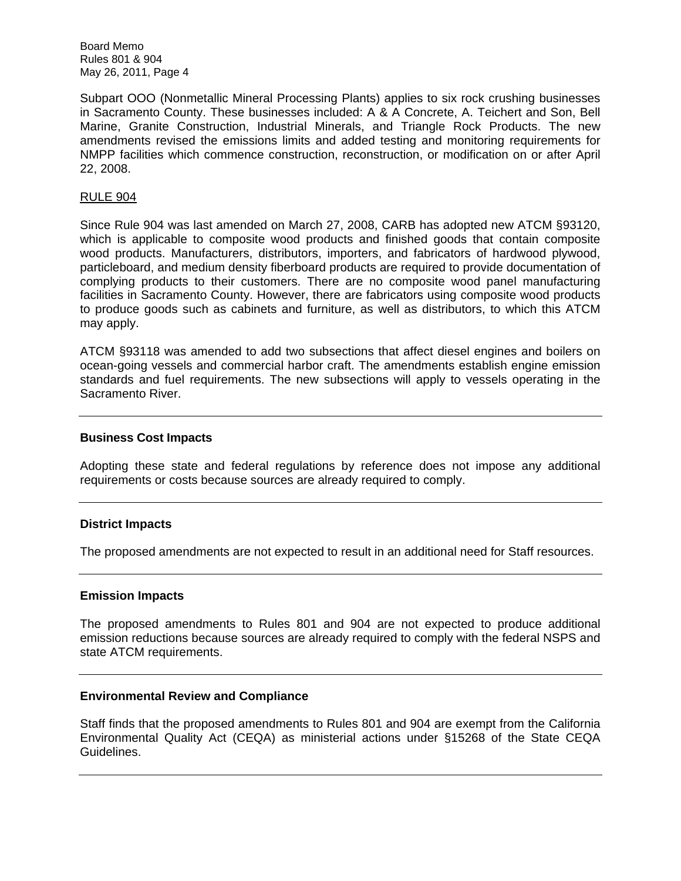Subpart OOO (Nonmetallic Mineral Processing Plants) applies to six rock crushing businesses in Sacramento County. These businesses included: A & A Concrete, A. Teichert and Son, Bell Marine, Granite Construction, Industrial Minerals, and Triangle Rock Products. The new amendments revised the emissions limits and added testing and monitoring requirements for NMPP facilities which commence construction, reconstruction, or modification on or after April 22, 2008.

RULE 904

Since Rule 904 was last amended on March 27, 2008, CARB has adopted new ATCM §93120, which is applicable to composite wood products and finished goods that contain composite wood products. Manufacturers, distributors, importers, and fabricators of hardwood plywood, particleboard, and medium density fiberboard products are required to provide documentation of complying products to their customers. There are no composite wood panel manufacturing facilities in Sacramento County. However, there are fabricators using composite wood products to produce goods such as cabinets and furniture, as well as distributors, to which this ATCM may apply.

ATCM §93118 was amended to add two subsections that affect diesel engines and boilers on ocean-going vessels and commercial harbor craft. The amendments establish engine emission standards and fuel requirements. The new subsections will apply to vessels operating in the Sacramento River.

---

**Business Cost Impacts**

Adopting these state and federal regulations by reference does not impose any additional requirements or costs because sources are already required to comply.

---

**District Impacts**

The proposed amendments are not expected to result in an additional need for Staff resources.

---

**Emission Impacts**

The proposed amendments to Rules 801 and 904 are not expected to produce additional emission reductions because sources are already required to comply with the federal NSPS and state ATCM requirements.

---

**Environmental Review and Compliance**

Staff finds that the proposed amendments to Rules 801 and 904 are exempt from the California Environmental Quality Act (CEQA) as ministerial actions under §15268 of the State CEQA Guidelines.

---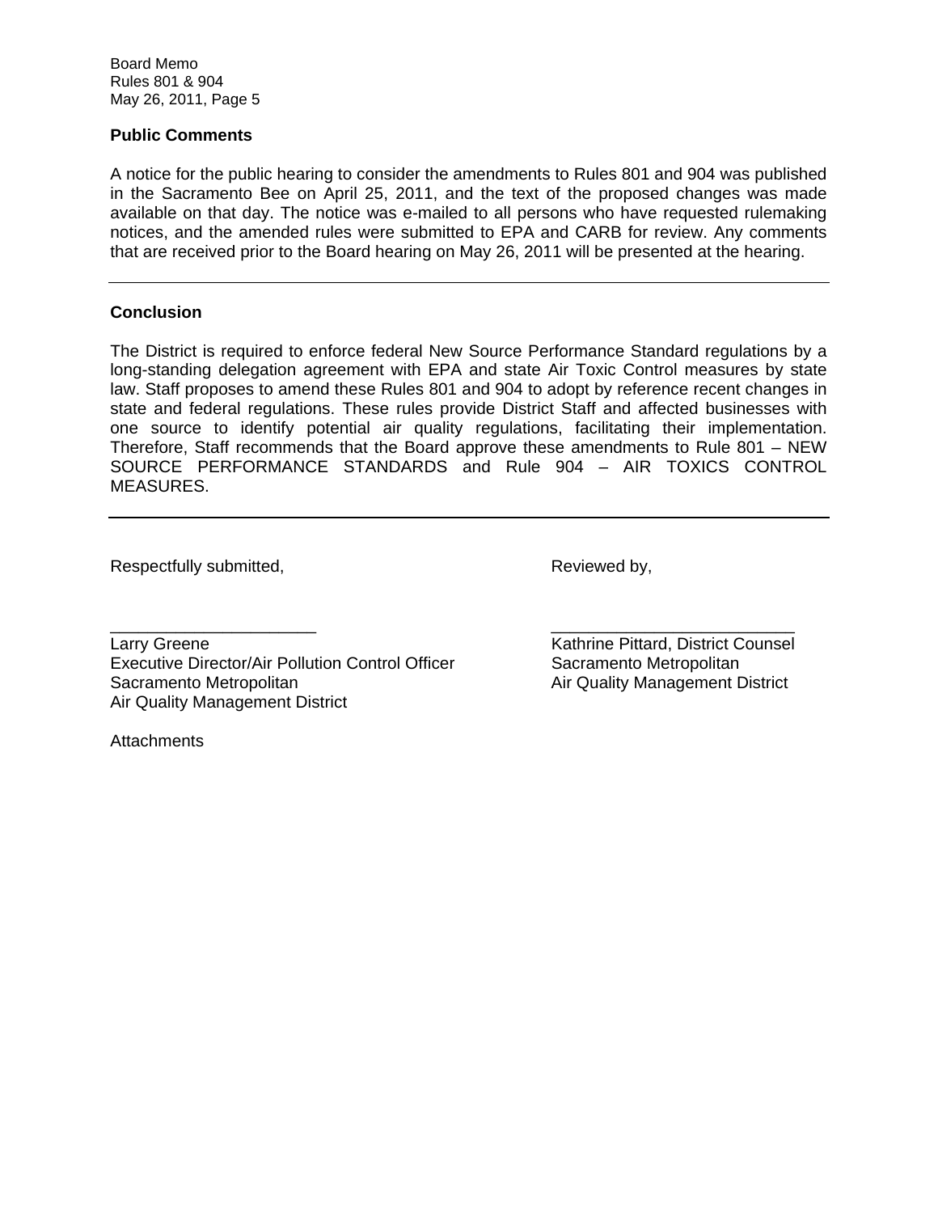## Public Comments

A notice for the public hearing to consider the amendments to Rules 801 and 904 was published in the Sacramento Bee on April 25, 2011, and the text of the proposed changes was made available on that day. The notice was e-mailed to all persons who have requested rulemaking notices, and the amended rules were submitted to EPA and CARB for review. Any comments that are received prior to the Board hearing on May 26, 2011 will be presented at the hearing.

---

## Conclusion

The District is required to enforce federal New Source Performance Standard regulations by a long-standing delegation agreement with EPA and state Air Toxic Control measures by state law. Staff proposes to amend these Rules 801 and 904 to adopt by reference recent changes in state and federal regulations. These rules provide District Staff and affected businesses with one source to identify potential air quality regulations, facilitating their implementation. Therefore, Staff recommends that the Board approve these amendments to Rule 801 – NEW SOURCE PERFORMANCE STANDARDS and Rule 904 – AIR TOXICS CONTROL MEASURES.

---

Respectfully submitted,

\_\_\_\_\_\_\_\_\_\_\_\_\_\_\_\_\_\_\_\_\_\_
Larry Greene
Executive Director/Air Pollution Control Officer
Sacramento Metropolitan
Air Quality Management District

Reviewed by,

\_\_\_\_\_\_\_\_\_\_\_\_\_\_\_\_\_\_\_\_\_\_
Kathrine Pittard, District Counsel
Sacramento Metropolitan
Air Quality Management District

Attachments